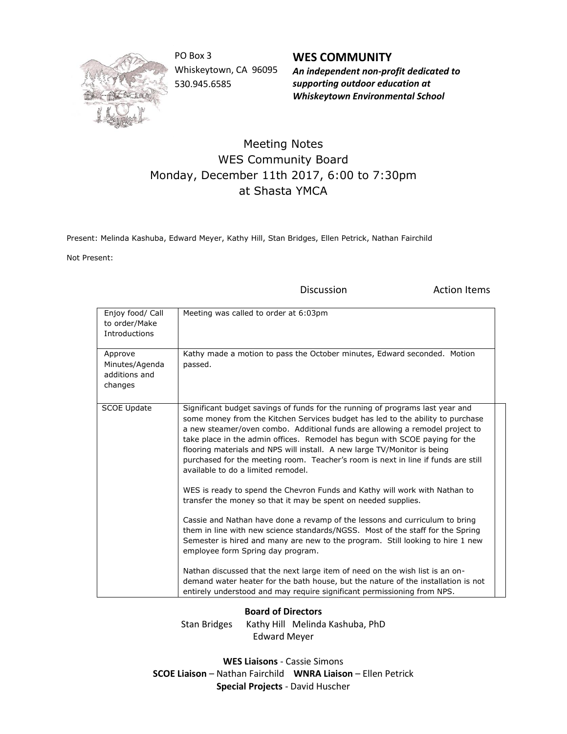PO Box 3
Whiskeytown, CA 96095
530.945.6585

## WES COMMUNITY

***An independent non-profit dedicated to supporting outdoor education at Whiskeytown Environmental School***

# Meeting Notes
## WES Community Board
## Monday, December 11th 2017, 6:00 to 7:30pm
## at Shasta YMCA

Present: Melinda Kashuba, Edward Meyer, Kathy Hill, Stan Bridges, Ellen Petrick, Nathan Fairchild

Not Present:

| | Discussion | Action Items |
|---|---|---|
| Enjoy food/ Call to order/Make Introductions | Meeting was called to order at 6:03pm | |
| Approve Minutes/Agenda additions and changes | Kathy made a motion to pass the October minutes, Edward seconded. Motion passed. | |
| SCOE Update | Significant budget savings of funds for the running of programs last year and some money from the Kitchen Services budget has led to the ability to purchase a new steamer/oven combo. Additional funds are allowing a remodel project to take place in the admin offices. Remodel has begun with SCOE paying for the flooring materials and NPS will install. A new large TV/Monitor is being purchased for the meeting room. Teacher's room is next in line if funds are still available to do a limited remodel.<br><br>WES is ready to spend the Chevron Funds and Kathy will work with Nathan to transfer the money so that it may be spent on needed supplies.<br><br>Cassie and Nathan have done a revamp of the lessons and curriculum to bring them in line with new science standards/NGSS. Most of the staff for the Spring Semester is hired and many are new to the program. Still looking to hire 1 new employee form Spring day program.<br><br>Nathan discussed that the next large item of need on the wish list is an on-demand water heater for the bath house, but the nature of the installation is not entirely understood and may require significant permissioning from NPS. | |

**Board of Directors**
Stan Bridges Kathy Hill Melinda Kashuba, PhD
Edward Meyer

**WES Liaisons** - Cassie Simons
**SCOE Liaison** – Nathan Fairchild **WNRA Liaison** – Ellen Petrick
**Special Projects** - David Huscher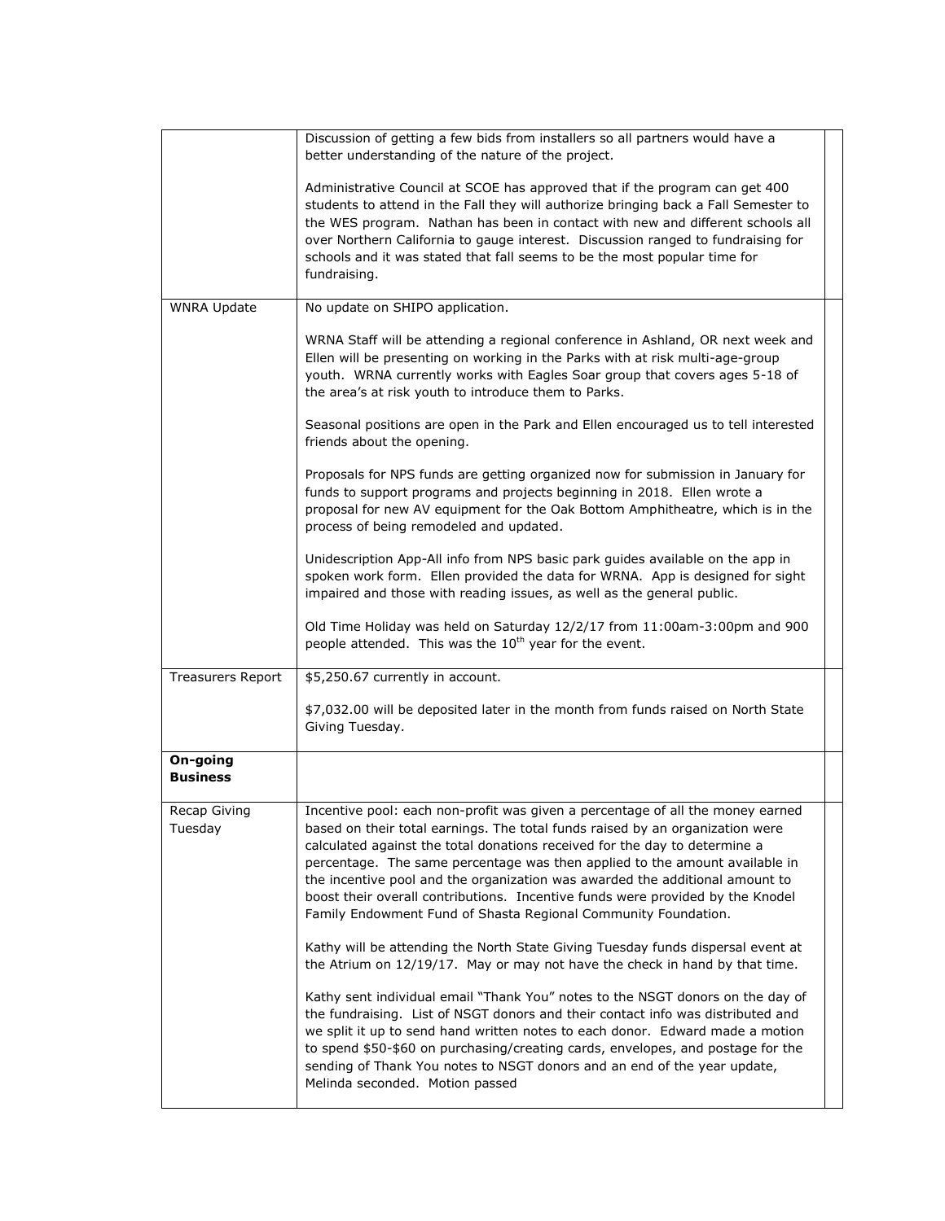| | | |
|---|---|---|
| | Discussion of getting a few bids from installers so all partners would have a better understanding of the nature of the project.<br><br>Administrative Council at SCOE has approved that if the program can get 400 students to attend in the Fall they will authorize bringing back a Fall Semester to the WES program. Nathan has been in contact with new and different schools all over Northern California to gauge interest. Discussion ranged to fundraising for schools and it was stated that fall seems to be the most popular time for fundraising. | |
| WNRA Update | No update on SHIPO application.<br><br>WRNA Staff will be attending a regional conference in Ashland, OR next week and Ellen will be presenting on working in the Parks with at risk multi-age-group youth. WRNA currently works with Eagles Soar group that covers ages 5-18 of the area's at risk youth to introduce them to Parks.<br><br>Seasonal positions are open in the Park and Ellen encouraged us to tell interested friends about the opening.<br><br>Proposals for NPS funds are getting organized now for submission in January for funds to support programs and projects beginning in 2018. Ellen wrote a proposal for new AV equipment for the Oak Bottom Amphitheatre, which is in the process of being remodeled and updated.<br><br>Unidescription App-All info from NPS basic park guides available on the app in spoken work form. Ellen provided the data for WRNA. App is designed for sight impaired and those with reading issues, as well as the general public.<br><br>Old Time Holiday was held on Saturday 12/2/17 from 11:00am-3:00pm and 900 people attended. This was the 10th year for the event. | |
| Treasurers Report | $5,250.67 currently in account.<br><br>$7,032.00 will be deposited later in the month from funds raised on North State Giving Tuesday. | |
| **On-going Business** | | |
| Recap Giving Tuesday | Incentive pool: each non-profit was given a percentage of all the money earned based on their total earnings. The total funds raised by an organization were calculated against the total donations received for the day to determine a percentage. The same percentage was then applied to the amount available in the incentive pool and the organization was awarded the additional amount to boost their overall contributions. Incentive funds were provided by the Knodel Family Endowment Fund of Shasta Regional Community Foundation.<br><br>Kathy will be attending the North State Giving Tuesday funds dispersal event at the Atrium on 12/19/17. May or may not have the check in hand by that time.<br><br>Kathy sent individual email "Thank You" notes to the NSGT donors on the day of the fundraising. List of NSGT donors and their contact info was distributed and we split it up to send hand written notes to each donor. Edward made a motion to spend $50-$60 on purchasing/creating cards, envelopes, and postage for the sending of Thank You notes to NSGT donors and an end of the year update, Melinda seconded. Motion passed | |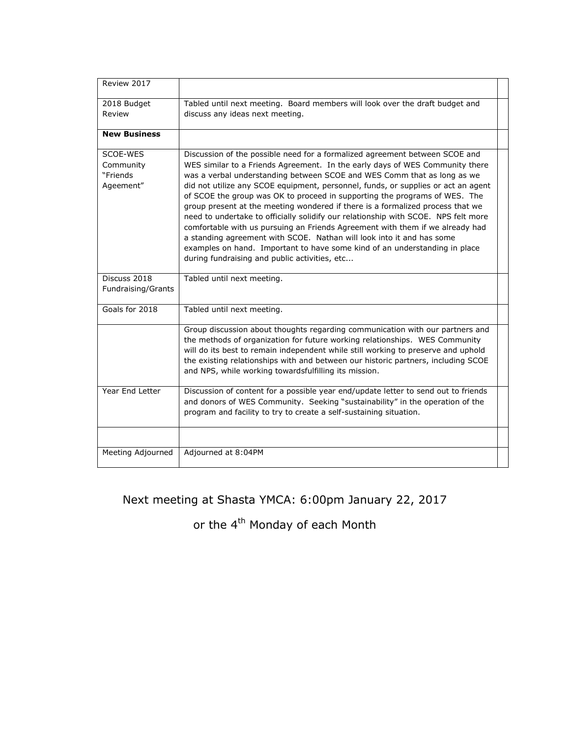| | | |
|---|---|---|
| Review 2017 | | |
| 2018 Budget Review | Tabled until next meeting. Board members will look over the draft budget and discuss any ideas next meeting. | |
| **New Business** | | |
| SCOE-WES Community "Friends Ageement" | Discussion of the possible need for a formalized agreement between SCOE and WES similar to a Friends Agreement. In the early days of WES Community there was a verbal understanding between SCOE and WES Comm that as long as we did not utilize any SCOE equipment, personnel, funds, or supplies or act an agent of SCOE the group was OK to proceed in supporting the programs of WES. The group present at the meeting wondered if there is a formalized process that we need to undertake to officially solidify our relationship with SCOE. NPS felt more comfortable with us pursuing an Friends Agreement with them if we already had a standing agreement with SCOE. Nathan will look into it and has some examples on hand. Important to have some kind of an understanding in place during fundraising and public activities, etc... | |
| Discuss 2018 Fundraising/Grants | Tabled until next meeting. | |
| Goals for 2018 | Tabled until next meeting. | |
| | Group discussion about thoughts regarding communication with our partners and the methods of organization for future working relationships. WES Community will do its best to remain independent while still working to preserve and uphold the existing relationships with and between our historic partners, including SCOE and NPS, while working towardsfulfilling its mission. | |
| Year End Letter | Discussion of content for a possible year end/update letter to send out to friends and donors of WES Community. Seeking "sustainability" in the operation of the program and facility to try to create a self-sustaining situation. | |
| | | |
| Meeting Adjourned | Adjourned at 8:04PM | |

Next meeting at Shasta YMCA: 6:00pm January 22, 2017

or the 4th Monday of each Month